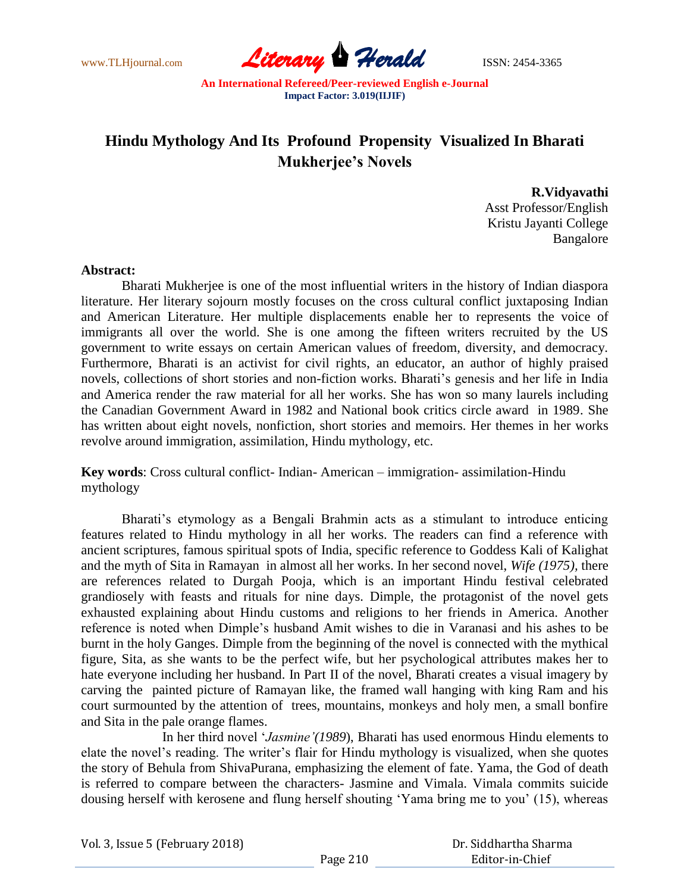# Hindu Mythology And Its Profound Propensity Visualized In Bharati Mukherjee's Novels

**R.Vidyavathi**
Asst Professor/English
Kristu Jayanti College
Bangalore

**Abstract:**

Bharati Mukherjee is one of the most influential writers in the history of Indian diaspora literature. Her literary sojourn mostly focuses on the cross cultural conflict juxtaposing Indian and American Literature. Her multiple displacements enable her to represents the voice of immigrants all over the world. She is one among the fifteen writers recruited by the US government to write essays on certain American values of freedom, diversity, and democracy. Furthermore, Bharati is an activist for civil rights, an educator, an author of highly praised novels, collections of short stories and non-fiction works. Bharati's genesis and her life in India and America render the raw material for all her works. She has won so many laurels including the Canadian Government Award in 1982 and National book critics circle award in 1989. She has written about eight novels, nonfiction, short stories and memoirs. Her themes in her works revolve around immigration, assimilation, Hindu mythology, etc.

**Key words**: Cross cultural conflict- Indian- American – immigration- assimilation-Hindu mythology

Bharati's etymology as a Bengali Brahmin acts as a stimulant to introduce enticing features related to Hindu mythology in all her works. The readers can find a reference with ancient scriptures, famous spiritual spots of India, specific reference to Goddess Kali of Kalighat and the myth of Sita in Ramayan in almost all her works. In her second novel, *Wife (1975),* there are references related to Durgah Pooja, which is an important Hindu festival celebrated grandiosely with feasts and rituals for nine days. Dimple, the protagonist of the novel gets exhausted explaining about Hindu customs and religions to her friends in America. Another reference is noted when Dimple's husband Amit wishes to die in Varanasi and his ashes to be burnt in the holy Ganges. Dimple from the beginning of the novel is connected with the mythical figure, Sita, as she wants to be the perfect wife, but her psychological attributes makes her to hate everyone including her husband. In Part II of the novel, Bharati creates a visual imagery by carving the painted picture of Ramayan like, the framed wall hanging with king Ram and his court surmounted by the attention of trees, mountains, monkeys and holy men, a small bonfire and Sita in the pale orange flames.

In her third novel '*Jasmine'(1989*), Bharati has used enormous Hindu elements to elate the novel's reading. The writer's flair for Hindu mythology is visualized, when she quotes the story of Behula from ShivaPurana, emphasizing the element of fate. Yama, the God of death is referred to compare between the characters- Jasmine and Vimala. Vimala commits suicide dousing herself with kerosene and flung herself shouting 'Yama bring me to you' (15), whereas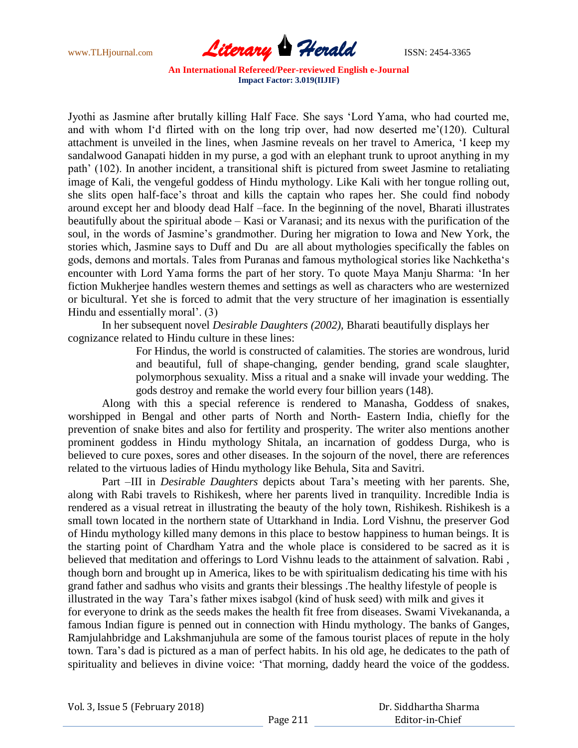Jyothi as Jasmine after brutally killing Half Face. She says 'Lord Yama, who had courted me, and with whom I'd flirted with on the long trip over, had now deserted me'(120). Cultural attachment is unveiled in the lines, when Jasmine reveals on her travel to America, 'I keep my sandalwood Ganapati hidden in my purse, a god with an elephant trunk to uproot anything in my path' (102). In another incident, a transitional shift is pictured from sweet Jasmine to retaliating image of Kali, the vengeful goddess of Hindu mythology. Like Kali with her tongue rolling out, she slits open half-face's throat and kills the captain who rapes her. She could find nobody around except her and bloody dead Half –face. In the beginning of the novel, Bharati illustrates beautifully about the spiritual abode – Kasi or Varanasi; and its nexus with the purification of the soul, in the words of Jasmine's grandmother. During her migration to Iowa and New York, the stories which, Jasmine says to Duff and Du are all about mythologies specifically the fables on gods, demons and mortals. Tales from Puranas and famous mythological stories like Nachketha's encounter with Lord Yama forms the part of her story. To quote Maya Manju Sharma: 'In her fiction Mukherjee handles western themes and settings as well as characters who are westernized or bicultural. Yet she is forced to admit that the very structure of her imagination is essentially Hindu and essentially moral'. (3)

In her subsequent novel *Desirable Daughters (2002),* Bharati beautifully displays her cognizance related to Hindu culture in these lines:

> For Hindus, the world is constructed of calamities. The stories are wondrous, lurid and beautiful, full of shape-changing, gender bending, grand scale slaughter, polymorphous sexuality. Miss a ritual and a snake will invade your wedding. The gods destroy and remake the world every four billion years (148).

Along with this a special reference is rendered to Manasha, Goddess of snakes, worshipped in Bengal and other parts of North and North- Eastern India, chiefly for the prevention of snake bites and also for fertility and prosperity. The writer also mentions another prominent goddess in Hindu mythology Shitala, an incarnation of goddess Durga, who is believed to cure poxes, sores and other diseases. In the sojourn of the novel, there are references related to the virtuous ladies of Hindu mythology like Behula, Sita and Savitri.

Part –III in *Desirable Daughters* depicts about Tara's meeting with her parents. She, along with Rabi travels to Rishikesh, where her parents lived in tranquility. Incredible India is rendered as a visual retreat in illustrating the beauty of the holy town, Rishikesh. Rishikesh is a small town located in the northern state of Uttarkhand in India. Lord Vishnu, the preserver God of Hindu mythology killed many demons in this place to bestow happiness to human beings. It is the starting point of Chardham Yatra and the whole place is considered to be sacred as it is believed that meditation and offerings to Lord Vishnu leads to the attainment of salvation. Rabi , though born and brought up in America, likes to be with spiritualism dedicating his time with his grand father and sadhus who visits and grants their blessings .The healthy lifestyle of people is illustrated in the way Tara's father mixes isabgol (kind of husk seed) with milk and gives it for everyone to drink as the seeds makes the health fit free from diseases. Swami Vivekananda, a famous Indian figure is penned out in connection with Hindu mythology. The banks of Ganges, Ramjulahbridge and Lakshmanjuhula are some of the famous tourist places of repute in the holy town. Tara's dad is pictured as a man of perfect habits. In his old age, he dedicates to the path of spirituality and believes in divine voice: 'That morning, daddy heard the voice of the goddess.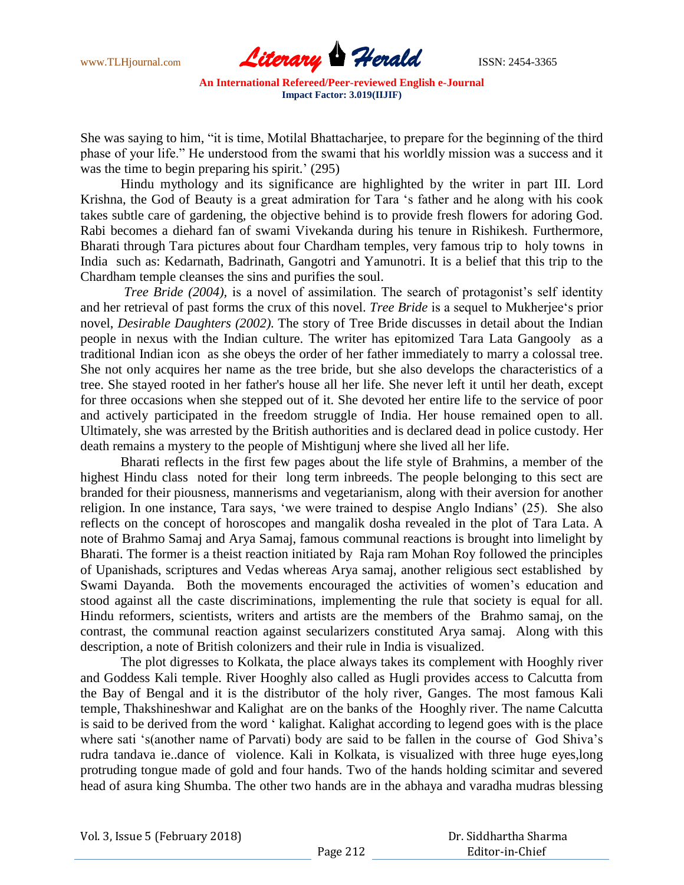She was saying to him, "it is time, Motilal Bhattacharjee, to prepare for the beginning of the third phase of your life." He understood from the swami that his worldly mission was a success and it was the time to begin preparing his spirit.' (295)

Hindu mythology and its significance are highlighted by the writer in part III. Lord Krishna, the God of Beauty is a great admiration for Tara 's father and he along with his cook takes subtle care of gardening, the objective behind is to provide fresh flowers for adoring God. Rabi becomes a diehard fan of swami Vivekanda during his tenure in Rishikesh. Furthermore, Bharati through Tara pictures about four Chardham temples, very famous trip to holy towns in India such as: Kedarnath, Badrinath, Gangotri and Yamunotri. It is a belief that this trip to the Chardham temple cleanses the sins and purifies the soul.

*Tree Bride (2004),* is a novel of assimilation. The search of protagonist's self identity and her retrieval of past forms the crux of this novel. *Tree Bride* is a sequel to Mukherjee's prior novel, *Desirable Daughters (2002).* The story of Tree Bride discusses in detail about the Indian people in nexus with the Indian culture. The writer has epitomized Tara Lata Gangooly as a traditional Indian icon as she obeys the order of her father immediately to marry a colossal tree. She not only acquires her name as the tree bride, but she also develops the characteristics of a tree. She stayed rooted in her father's house all her life. She never left it until her death, except for three occasions when she stepped out of it. She devoted her entire life to the service of poor and actively participated in the freedom struggle of India. Her house remained open to all. Ultimately, she was arrested by the British authorities and is declared dead in police custody. Her death remains a mystery to the people of Mishtigunj where she lived all her life.

Bharati reflects in the first few pages about the life style of Brahmins, a member of the highest Hindu class noted for their long term inbreeds. The people belonging to this sect are branded for their piousness, mannerisms and vegetarianism, along with their aversion for another religion. In one instance, Tara says, 'we were trained to despise Anglo Indians' (25). She also reflects on the concept of horoscopes and mangalik dosha revealed in the plot of Tara Lata. A note of Brahmo Samaj and Arya Samaj, famous communal reactions is brought into limelight by Bharati. The former is a theist reaction initiated by Raja ram Mohan Roy followed the principles of Upanishads, scriptures and Vedas whereas Arya samaj, another religious sect established by Swami Dayanda. Both the movements encouraged the activities of women's education and stood against all the caste discriminations, implementing the rule that society is equal for all. Hindu reformers, scientists, writers and artists are the members of the Brahmo samaj, on the contrast, the communal reaction against secularizers constituted Arya samaj. Along with this description, a note of British colonizers and their rule in India is visualized.

The plot digresses to Kolkata, the place always takes its complement with Hooghly river and Goddess Kali temple. River Hooghly also called as Hugli provides access to Calcutta from the Bay of Bengal and it is the distributor of the holy river, Ganges. The most famous Kali temple, Thakshineshwar and Kalighat are on the banks of the Hooghly river. The name Calcutta is said to be derived from the word ' kalighat. Kalighat according to legend goes with is the place where sati 's(another name of Parvati) body are said to be fallen in the course of God Shiva's rudra tandava ie..dance of violence. Kali in Kolkata, is visualized with three huge eyes,long protruding tongue made of gold and four hands. Two of the hands holding scimitar and severed head of asura king Shumba. The other two hands are in the abhaya and varadha mudras blessing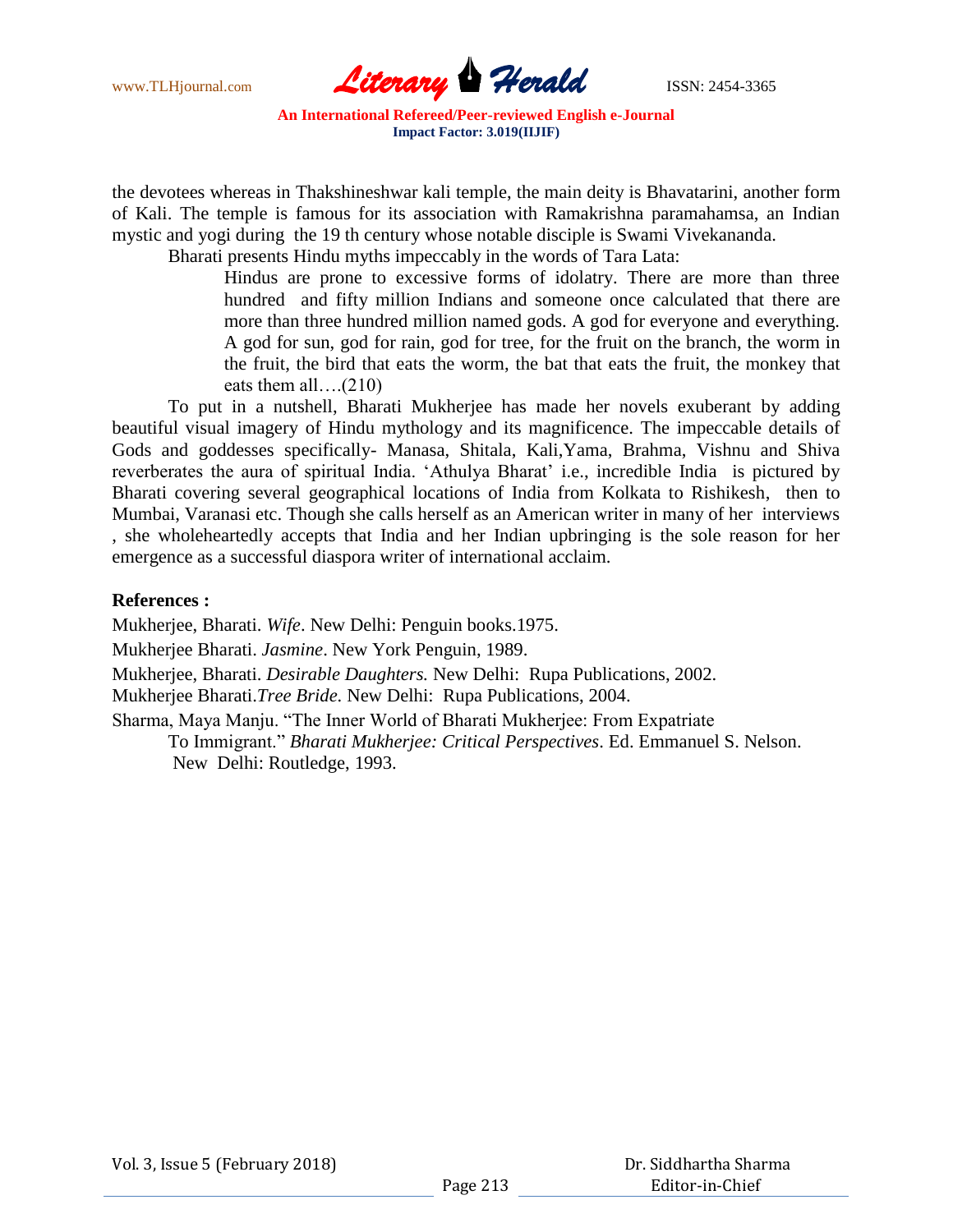the devotees whereas in Thakshineshwar kali temple, the main deity is Bhavatarini, another form of Kali. The temple is famous for its association with Ramakrishna paramahamsa, an Indian mystic and yogi during the 19 th century whose notable disciple is Swami Vivekananda.

Bharati presents Hindu myths impeccably in the words of Tara Lata:

> Hindus are prone to excessive forms of idolatry. There are more than three hundred and fifty million Indians and someone once calculated that there are more than three hundred million named gods. A god for everyone and everything. A god for sun, god for rain, god for tree, for the fruit on the branch, the worm in the fruit, the bird that eats the worm, the bat that eats the fruit, the monkey that eats them all….(210)

To put in a nutshell, Bharati Mukherjee has made her novels exuberant by adding beautiful visual imagery of Hindu mythology and its magnificence. The impeccable details of Gods and goddesses specifically- Manasa, Shitala, Kali,Yama, Brahma, Vishnu and Shiva reverberates the aura of spiritual India. 'Athulya Bharat' i.e., incredible India is pictured by Bharati covering several geographical locations of India from Kolkata to Rishikesh, then to Mumbai, Varanasi etc. Though she calls herself as an American writer in many of her interviews , she wholeheartedly accepts that India and her Indian upbringing is the sole reason for her emergence as a successful diaspora writer of international acclaim.

**References :**

Mukherjee, Bharati. *Wife*. New Delhi: Penguin books.1975.

Mukherjee Bharati. *Jasmine*. New York Penguin, 1989.

Mukherjee, Bharati. *Desirable Daughters.* New Delhi: Rupa Publications, 2002.

Mukherjee Bharati.*Tree Bride.* New Delhi: Rupa Publications, 2004.

Sharma, Maya Manju. "The Inner World of Bharati Mukherjee: From Expatriate To Immigrant." *Bharati Mukherjee: Critical Perspectives*. Ed. Emmanuel S. Nelson. New Delhi: Routledge, 1993.